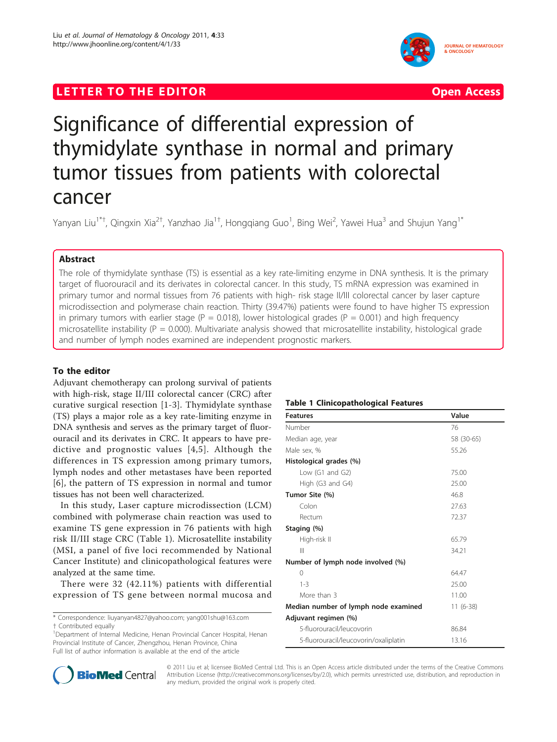LETTER TO THE EDITOR **Open Access**

# Significance of differential expression of thymidylate synthase in normal and primary tumor tissues from patients with colorectal cancer

Yanyan Liu[1*†], Qingxin Xia[2†], Yanzhao Jia[1†], Hongqiang Guo[1], Bing Wei[2], Yawei Hua[3] and Shujun Yang[1*]

## Abstract

The role of thymidylate synthase (TS) is essential as a key rate-limiting enzyme in DNA synthesis. It is the primary target of fluorouracil and its derivates in colorectal cancer. In this study, TS mRNA expression was examined in primary tumor and normal tissues from 76 patients with high- risk stage II/III colorectal cancer by laser capture microdissection and polymerase chain reaction. Thirty (39.47%) patients were found to have higher TS expression in primary tumors with earlier stage (P = 0.018), lower histological grades (P = 0.001) and high frequency microsatellite instability (P = 0.000). Multivariate analysis showed that microsatellite instability, histological grade and number of lymph nodes examined are independent prognostic markers.

## To the editor

Adjuvant chemotherapy can prolong survival of patients with high-risk, stage II/III colorectal cancer (CRC) after curative surgical resection [1-3]. Thymidylate synthase (TS) plays a major role as a key rate-limiting enzyme in DNA synthesis and serves as the primary target of fluorouracil and its derivates in CRC. It appears to have predictive and prognostic values [4,5]. Although the differences in TS expression among primary tumors, lymph nodes and other metastases have been reported [6], the pattern of TS expression in normal and tumor tissues has not been well characterized.

In this study, Laser capture microdissection (LCM) combined with polymerase chain reaction was used to examine TS gene expression in 76 patients with high risk II/III stage CRC (Table 1). Microsatellite instability (MSI, a panel of five loci recommended by National Cancer Institute) and clinicopathological features were analyzed at the same time.

There were 32 (42.11%) patients with differential expression of TS gene between normal mucosa and

**Table 1 Clinicopathological Features**

| Features | Value |
|---|---|
| Number | 76 |
| Median age, year | 58 (30-65) |
| Male sex, % | 55.26 |
| **Histological grades (%)** | |
| Low (G1 and G2) | 75.00 |
| High (G3 and G4) | 25.00 |
| **Tumor Site (%)** | 46.8 |
| Colon | 27.63 |
| Rectum | 72.37 |
| **Staging (%)** | |
| High-risk II | 65.79 |
| III | 34.21 |
| **Number of lymph node involved (%)** | |
| 0 | 64.47 |
| 1-3 | 25.00 |
| More than 3 | 11.00 |
| **Median number of lymph node examined** | 11 (6-38) |
| **Adjuvant regimen (%)** | |
| 5-fluorouracil/leucovorin | 86.84 |
| 5-fluorouracil/leucovorin/oxaliplatin | 13.16 |

* Correspondence: liuyanyan4827@yahoo.com; yang001shu@163.com
† Contributed equally
[1]Department of Internal Medicine, Henan Provincial Cancer Hospital, Henan Provincial Institute of Cancer, Zhengzhou, Henan Province, China
Full list of author information is available at the end of the article

© 2011 Liu et al; licensee BioMed Central Ltd. This is an Open Access article distributed under the terms of the Creative Commons Attribution License (http://creativecommons.org/licenses/by/2.0), which permits unrestricted use, distribution, and reproduction in any medium, provided the original work is properly cited.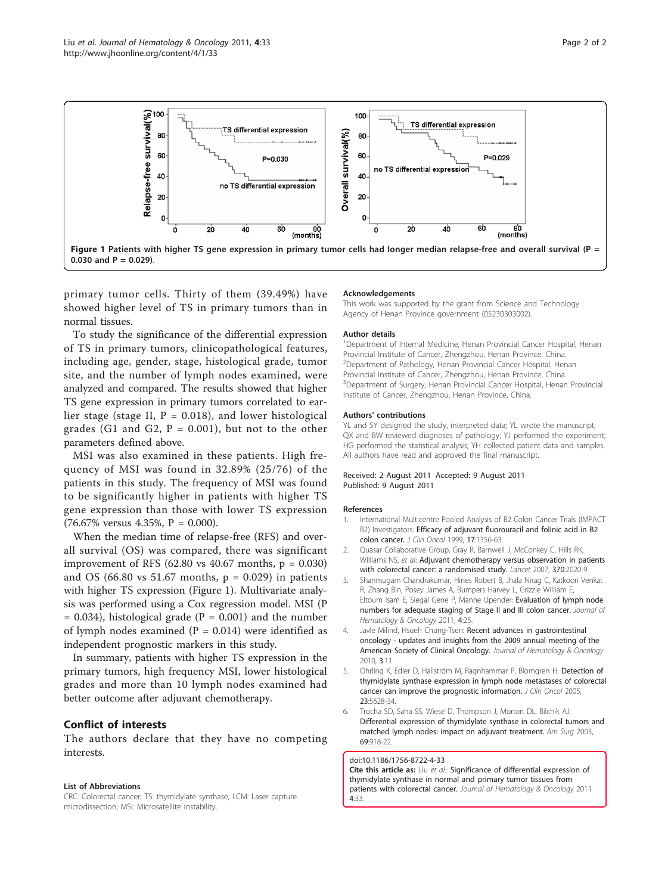Relapse-free survival(%)
100
80
60
40
20
0
0 20 40 60 80 (months)
TS differential expression
P=0.030
no TS differential expression

Overall survival(%)
100
80
60
40
20
0
0 20 40 60 80 (months)
TS differential expression
P=0.029
no TS differential expression

**Figure 1 Patients with higher TS gene expression in primary tumor cells had longer median relapse-free and overall survival (P = 0.030 and P = 0.029)**.

primary tumor cells. Thirty of them (39.49%) have showed higher level of TS in primary tumors than in normal tissues.

To study the significance of the differential expression of TS in primary tumors, clinicopathological features, including age, gender, stage, histological grade, tumor site, and the number of lymph nodes examined, were analyzed and compared. The results showed that higher TS gene expression in primary tumors correlated to earlier stage (stage II, P = 0.018), and lower histological grades (G1 and G2, P = 0.001), but not to the other parameters defined above.

MSI was also examined in these patients. High frequency of MSI was found in 32.89% (25/76) of the patients in this study. The frequency of MSI was found to be significantly higher in patients with higher TS gene expression than those with lower TS expression (76.67% versus 4.35%, P = 0.000).

When the median time of relapse-free (RFS) and overall survival (OS) was compared, there was significant improvement of RFS (62.80 vs 40.67 months, p = 0.030) and OS (66.80 vs 51.67 months, p = 0.029) in patients with higher TS expression (Figure 1). Multivariate analysis was performed using a Cox regression model. MSI (P = 0.034), histological grade (P = 0.001) and the number of lymph nodes examined (P = 0.014) were identified as independent prognostic markers in this study.

In summary, patients with higher TS expression in the primary tumors, high frequency MSI, lower histological grades and more than 10 lymph nodes examined had better outcome after adjuvant chemotherapy.

## Conflict of interests

The authors declare that they have no competing interests.

#### List of Abbreviations

CRC: Colorectal cancer; TS: thymidylate synthase; LCM: Laser capture microdissection; MSI: Microsatellite instability.

#### Acknowledgements

This work was supported by the grant from Science and Technology Agency of Henan Province government (05230303002).

#### Author details

[1]Department of Internal Medicine, Henan Provincial Cancer Hospital, Henan Provincial Institute of Cancer, Zhengzhou, Henan Province, China. [2]Department of Pathology, Henan Provincial Cancer Hospital, Henan Provincial Institute of Cancer, Zhengzhou, Henan Province, China. [3]Department of Surgery, Henan Provincial Cancer Hospital, Henan Provincial Institute of Cancer, Zhengzhou, Henan Province, China.

#### Authors' contributions

YL and SY designed the study, interpreted data; YL wrote the manuscript; QX and BW reviewed diagnoses of pathology; YJ performed the experiment; HG performed the statistical analysis; YH collected patient data and samples. All authors have read and approved the final manuscript.

Received: 2 August 2011 Accepted: 9 August 2011
Published: 9 August 2011

#### References

1. International Multicentre Pooled Analysis of B2 Colon Cancer Trials (IMPACT B2) Investigators: Efficacy of adjuvant fluorouracil and folinic acid in B2 colon cancer. *J Clin Oncol* 1999, **17**:1356-63.
2. Quasar Collaborative Group, Gray R, Barnwell J, McConkey C, Hills RK, Williams NS, *et al*: Adjuvant chemotherapy versus observation in patients with colorectal cancer: a randomised study. *Lancet* 2007, **370**:2020-9.
3. Shanmugam Chandrakumar, Hines Robert B, Jhala Nirag C, Katkoori Venkat R, Zhang Bin, Posey James A, Bumpers Harvey L, Grizzle William E, Eltoum Isam E, Siegal Gene P, Manne Upender: Evaluation of lymph node numbers for adequate staging of Stage II and III colon cancer. *Journal of Hematology & Oncology* 2011, **4**:25.
4. Javle Milind, Hsueh Chung-Tsen: Recent advances in gastrointestinal oncology - updates and insights from the 2009 annual meeting of the American Society of Clinical Oncology. *Journal of Hematology & Oncology* 2010, **3**:11.
5. Ohrling K, Edler D, Hallström M, Ragnhammar P, Blomgren H: Detection of thymidylate synthase expression in lymph node metastases of colorectal cancer can improve the prognostic information. *J Clin Oncol* 2005, **23**:5628-34.
6. Trocha SD, Saha SS, Wiese D, Thompson J, Morton DL, Bilchik AJ: Differential expression of thymidylate synthase in colorectal tumors and matched lymph nodes: impact on adjuvant treatment. *Am Surg* 2003, **69**:918-22.

doi:10.1186/1756-8722-4-33
**Cite this article as:** Liu *et al.*: Significance of differential expression of thymidylate synthase in normal and primary tumor tissues from patients with colorectal cancer. *Journal of Hematology & Oncology* 2011 **4**:33.